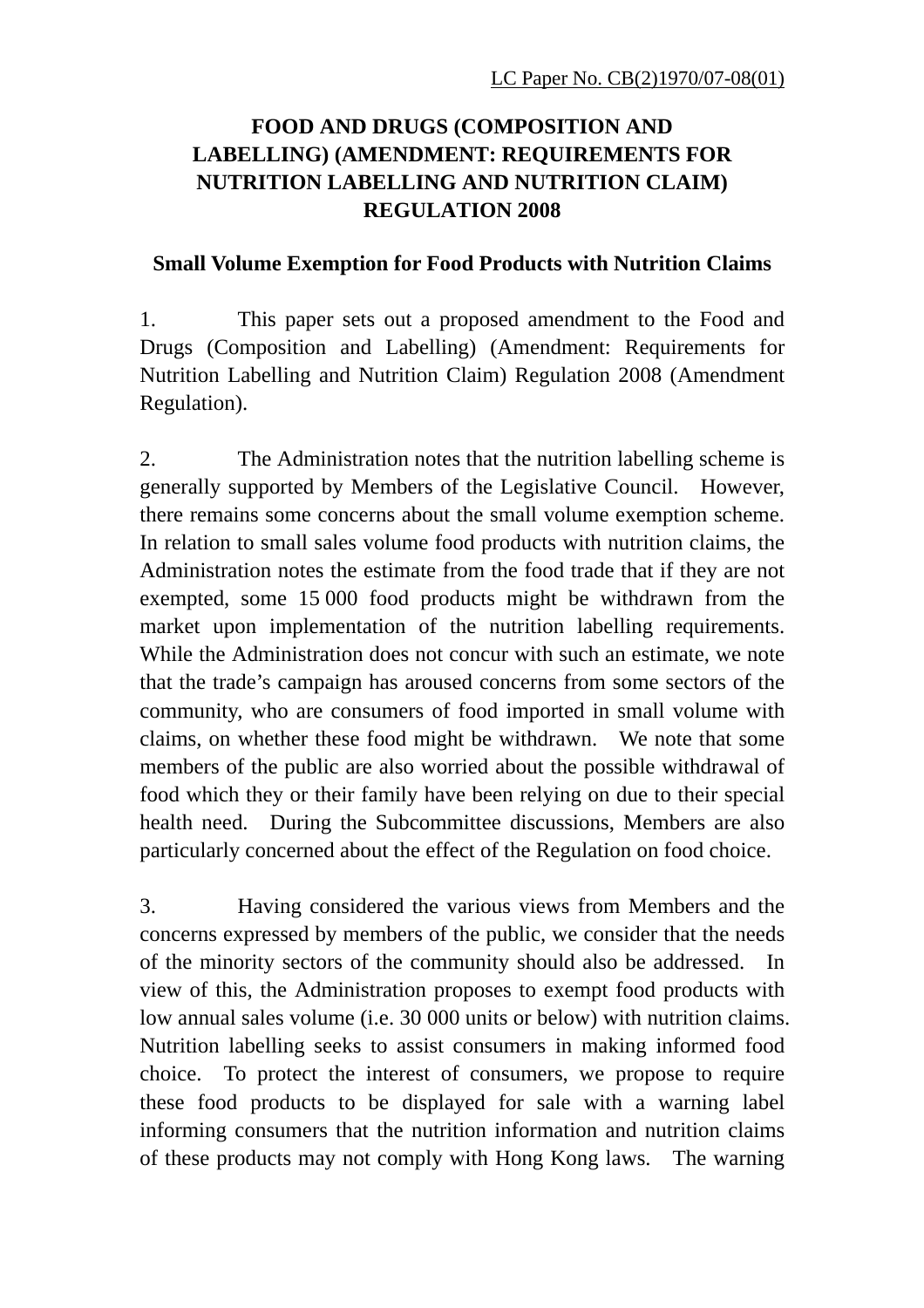LC Paper No. CB(2)1970/07-08(01)

# FOOD AND DRUGS (COMPOSITION AND LABELLING) (AMENDMENT: REQUIREMENTS FOR NUTRITION LABELLING AND NUTRITION CLAIM) REGULATION 2008

## Small Volume Exemption for Food Products with Nutrition Claims

1. This paper sets out a proposed amendment to the Food and Drugs (Composition and Labelling) (Amendment: Requirements for Nutrition Labelling and Nutrition Claim) Regulation 2008 (Amendment Regulation).

2. The Administration notes that the nutrition labelling scheme is generally supported by Members of the Legislative Council. However, there remains some concerns about the small volume exemption scheme. In relation to small sales volume food products with nutrition claims, the Administration notes the estimate from the food trade that if they are not exempted, some 15 000 food products might be withdrawn from the market upon implementation of the nutrition labelling requirements. While the Administration does not concur with such an estimate, we note that the trade's campaign has aroused concerns from some sectors of the community, who are consumers of food imported in small volume with claims, on whether these food might be withdrawn. We note that some members of the public are also worried about the possible withdrawal of food which they or their family have been relying on due to their special health need. During the Subcommittee discussions, Members are also particularly concerned about the effect of the Regulation on food choice.

3. Having considered the various views from Members and the concerns expressed by members of the public, we consider that the needs of the minority sectors of the community should also be addressed. In view of this, the Administration proposes to exempt food products with low annual sales volume (i.e. 30 000 units or below) with nutrition claims. Nutrition labelling seeks to assist consumers in making informed food choice. To protect the interest of consumers, we propose to require these food products to be displayed for sale with a warning label informing consumers that the nutrition information and nutrition claims of these products may not comply with Hong Kong laws. The warning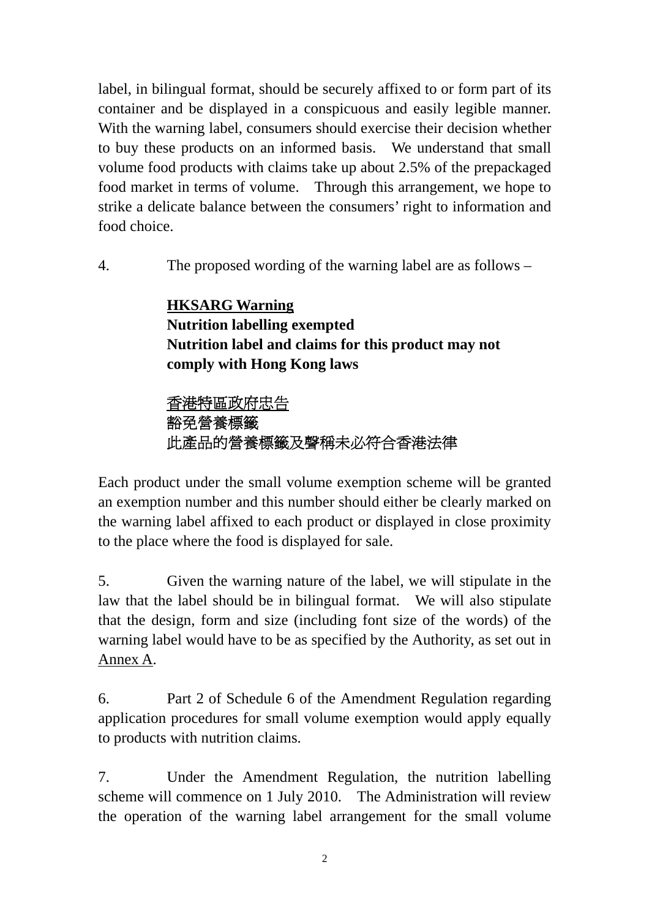label, in bilingual format, should be securely affixed to or form part of its container and be displayed in a conspicuous and easily legible manner. With the warning label, consumers should exercise their decision whether to buy these products on an informed basis. We understand that small volume food products with claims take up about 2.5% of the prepackaged food market in terms of volume. Through this arrangement, we hope to strike a delicate balance between the consumers' right to information and food choice.

4. The proposed wording of the warning label are as follows –

> **<u>HKSARG Warning</u>**
> **Nutrition labelling exempted**
> **Nutrition label and claims for this product may not comply with Hong Kong laws**
>
> <u>香港特區政府忠告</u>
> 豁免營養標籤
> 此產品的營養標籤及聲稱未必符合香港法律

Each product under the small volume exemption scheme will be granted an exemption number and this number should either be clearly marked on the warning label affixed to each product or displayed in close proximity to the place where the food is displayed for sale.

5. Given the warning nature of the label, we will stipulate in the law that the label should be in bilingual format. We will also stipulate that the design, form and size (including font size of the words) of the warning label would have to be as specified by the Authority, as set out in <u>Annex A</u>.

6. Part 2 of Schedule 6 of the Amendment Regulation regarding application procedures for small volume exemption would apply equally to products with nutrition claims.

7. Under the Amendment Regulation, the nutrition labelling scheme will commence on 1 July 2010. The Administration will review the operation of the warning label arrangement for the small volume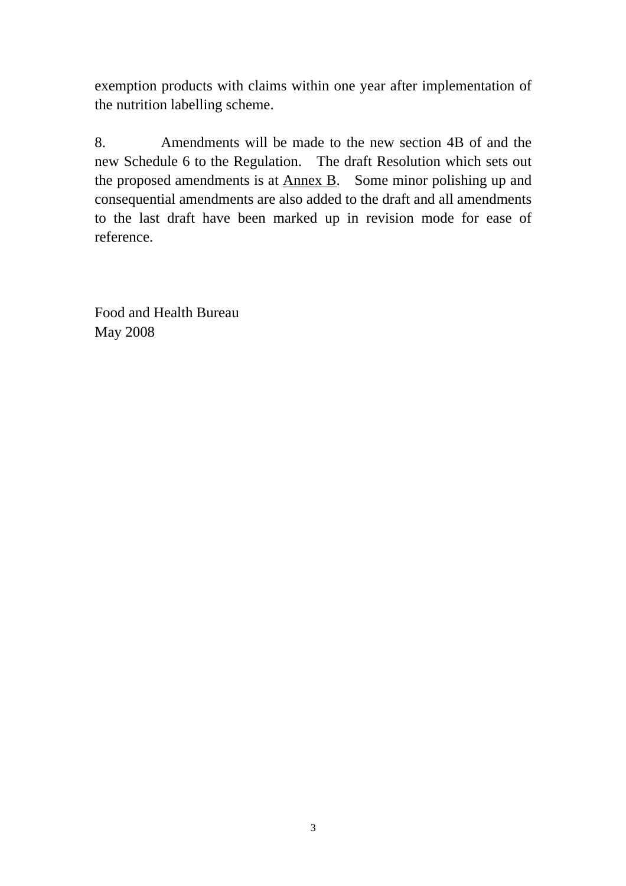exemption products with claims within one year after implementation of the nutrition labelling scheme.

8. Amendments will be made to the new section 4B of and the new Schedule 6 to the Regulation. The draft Resolution which sets out the proposed amendments is at Annex B. Some minor polishing up and consequential amendments are also added to the draft and all amendments to the last draft have been marked up in revision mode for ease of reference.

Food and Health Bureau
May 2008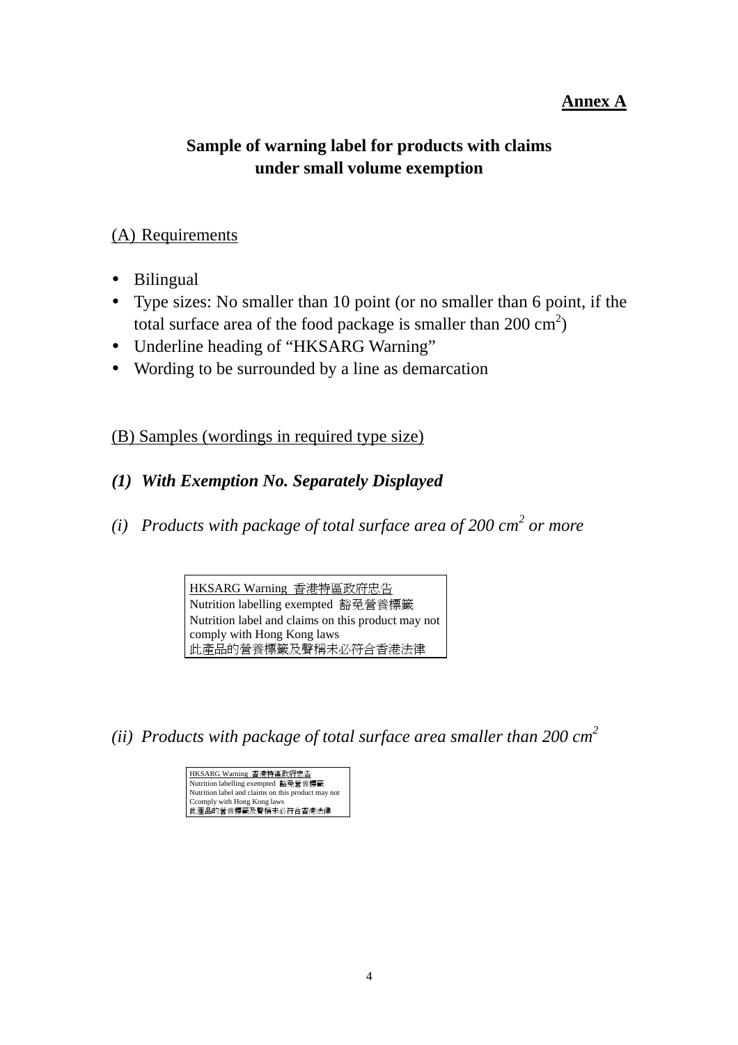**Annex A**

## Sample of warning label for products with claims under small volume exemption

(A) Requirements

- Bilingual
- Type sizes: No smaller than 10 point (or no smaller than 6 point, if the total surface area of the food package is smaller than 200 $cm^2$)
- Underline heading of "HKSARG Warning"
- Wording to be surrounded by a line as demarcation

(B) Samples (wordings in required type size)

***(1) With Exemption No. Separately Displayed***

*(i) Products with package of total surface area of 200 $cm^2$ or more*

| HKSARG Warning 香港特區政府忠告<br>Nutrition labelling exempted 豁免營養標籤<br>Nutrition label and claims on this product may not comply with Hong Kong laws<br>此產品的營養標籤及聲稱未必符合香港法律 |
|---|

*(ii) Products with package of total surface area smaller than 200 $cm^2$*

| HKSARG Warning 香港特區政府忠告<br>Nutrition labelling exempted 豁免營養標籤<br>Nutrition label and claims on this product may not Ccomply with Hong Kong laws<br>此產品的營養標籤及聲稱未必符合香港法律 |
|---|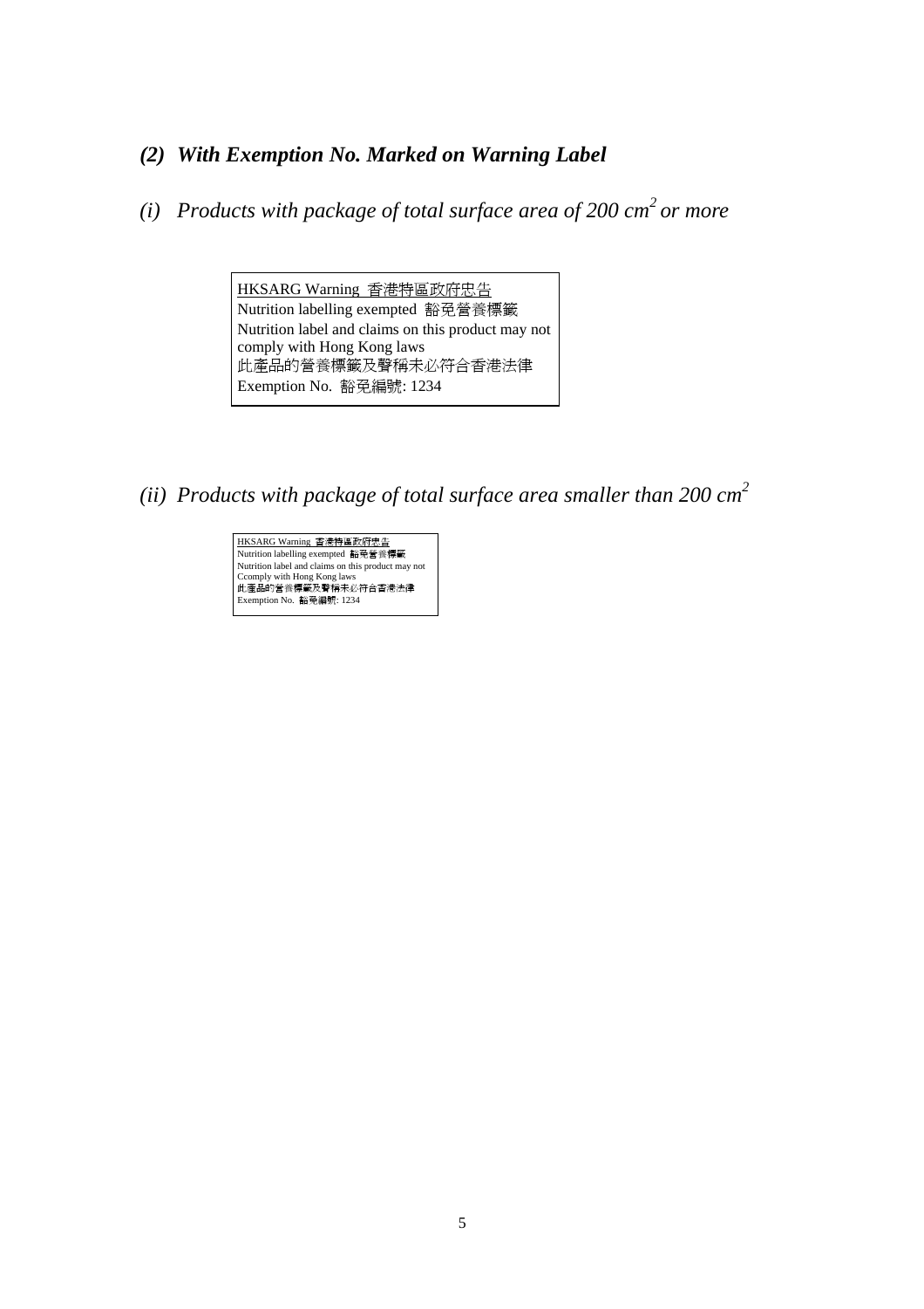### *(2) With Exemption No. Marked on Warning Label*

*(i) Products with package of total surface area of 200 cm$^2$ or more*

| HKSARG Warning 香港特區政府忠告<br>Nutrition labelling exempted 豁免營養標籤<br>Nutrition label and claims on this product may not comply with Hong Kong laws<br>此產品的營養標籤及聲稱未必符合香港法律<br>Exemption No. 豁免編號: 1234 |
|---|

*(ii) Products with package of total surface area smaller than 200 cm$^2$*

| HKSARG Warning 香港特區政府忠告<br>Nutrition labelling exempted 豁免營養標籤<br>Nutrition label and claims on this product may not Ccomply with Hong Kong laws<br>此產品的營養標籤及聲稱未必符合香港法律<br>Exemption No. 豁免編號: 1234 |
|---|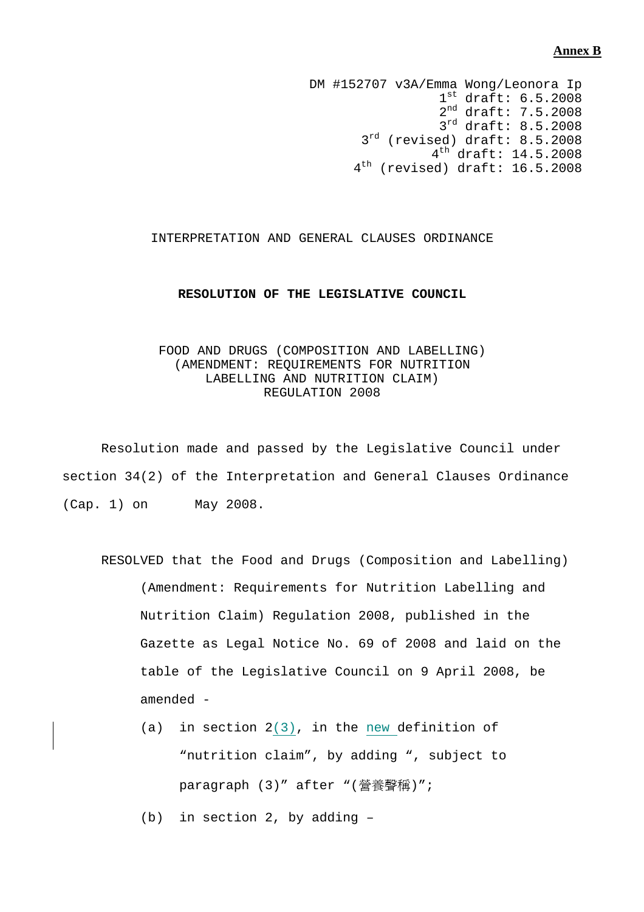**Annex B**

DM #152707 v3A/Emma Wong/Leonora Ip
1st draft: 6.5.2008
2nd draft: 7.5.2008
3rd draft: 8.5.2008
3rd (revised) draft: 8.5.2008
4th draft: 14.5.2008
4th (revised) draft: 16.5.2008

INTERPRETATION AND GENERAL CLAUSES ORDINANCE

**RESOLUTION OF THE LEGISLATIVE COUNCIL**

FOOD AND DRUGS (COMPOSITION AND LABELLING) (AMENDMENT: REQUIREMENTS FOR NUTRITION LABELLING AND NUTRITION CLAIM) REGULATION 2008

Resolution made and passed by the Legislative Council under section 34(2) of the Interpretation and General Clauses Ordinance (Cap. 1) on May 2008.

RESOLVED that the Food and Drugs (Composition and Labelling) (Amendment: Requirements for Nutrition Labelling and Nutrition Claim) Regulation 2008, published in the Gazette as Legal Notice No. 69 of 2008 and laid on the table of the Legislative Council on 9 April 2008, be amended -

(a) in section 2(3), in the new definition of "nutrition claim", by adding ", subject to paragraph (3)" after "(營養聲稱)";

(b) in section 2, by adding –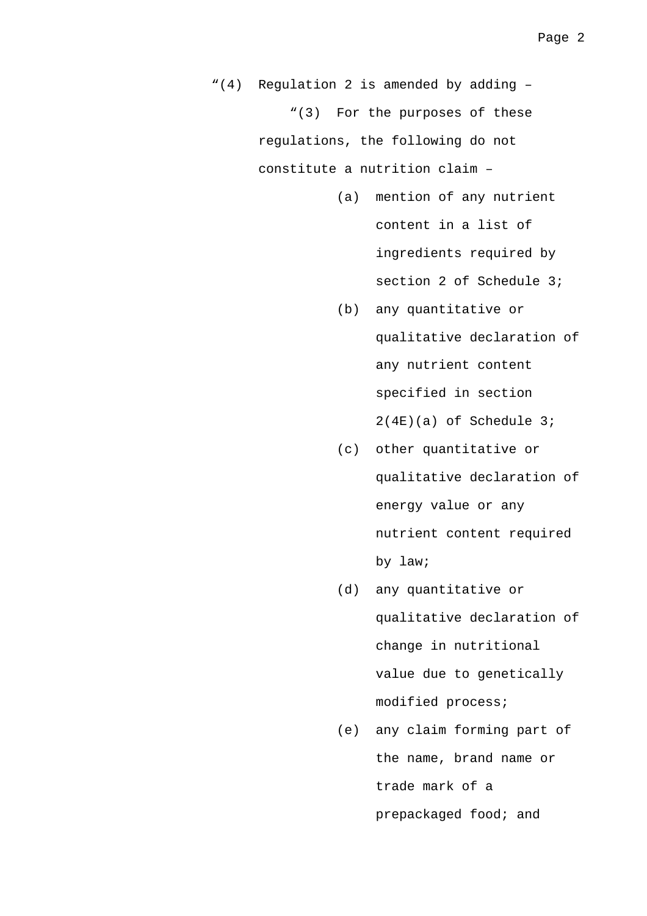"(4) Regulation 2 is amended by adding –

"(3) For the purposes of these regulations, the following do not constitute a nutrition claim –

(a) mention of any nutrient content in a list of ingredients required by section 2 of Schedule 3;

(b) any quantitative or qualitative declaration of any nutrient content specified in section 2(4E)(a) of Schedule 3;

(c) other quantitative or qualitative declaration of energy value or any nutrient content required by law;

(d) any quantitative or qualitative declaration of change in nutritional value due to genetically modified process;

(e) any claim forming part of the name, brand name or trade mark of a prepackaged food; and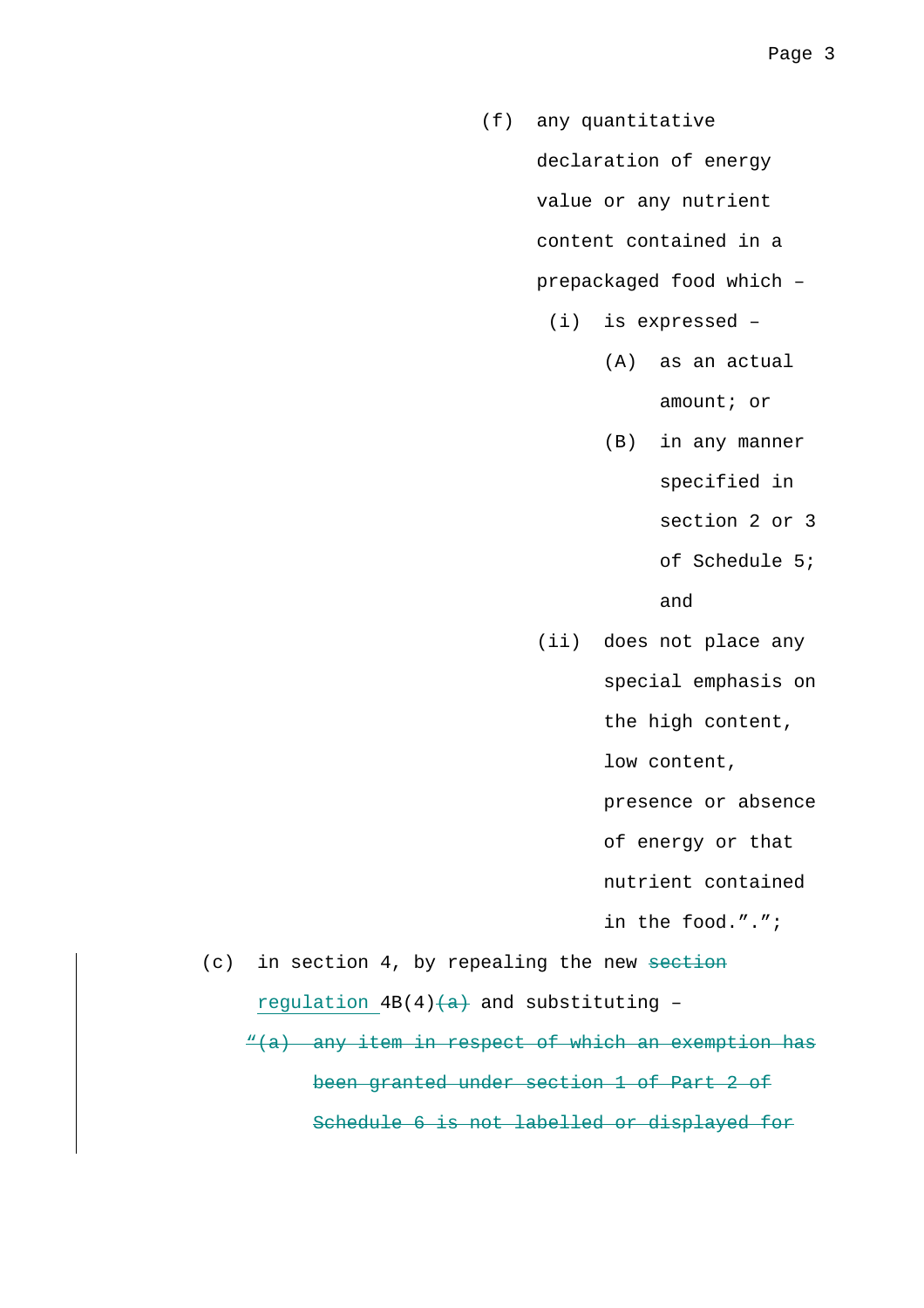(f) any quantitative declaration of energy value or any nutrient content contained in a prepackaged food which –

(i) is expressed –

(A) as an actual amount; or

(B) in any manner specified in section 2 or 3 of Schedule 5; and

(ii) does not place any special emphasis on the high content, low content, presence or absence of energy or that nutrient contained in the food.".";

(c) in section 4, by repealing the new ~~section~~ regulation 4B(4)~~(a)~~ and substituting –

~~"(a) any item in respect of which an exemption has been granted under section 1 of Part 2 of Schedule 6 is not labelled or displayed for~~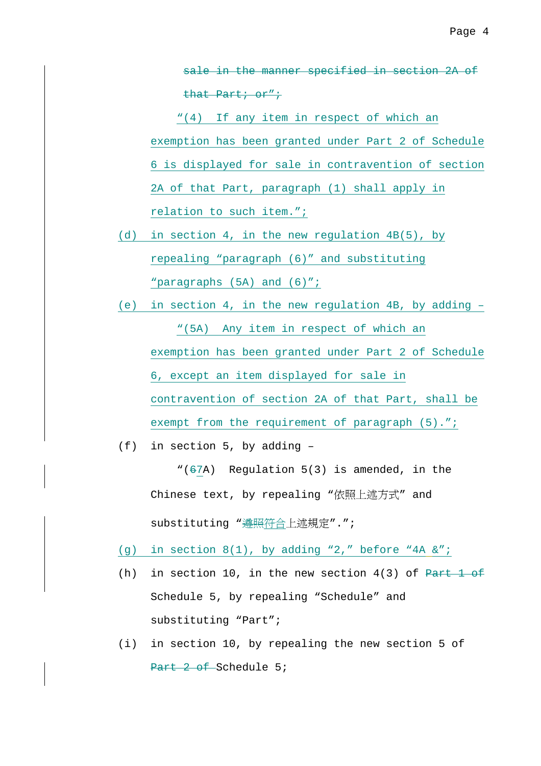~~sale in the manner specified in section 2A of that Part; or";~~

"(4) If any item in respect of which an exemption has been granted under Part 2 of Schedule 6 is displayed for sale in contravention of section 2A of that Part, paragraph (1) shall apply in relation to such item.";

(d) in section 4, in the new regulation 4B(5), by repealing "paragraph (6)" and substituting "paragraphs (5A) and (6)";

(e) in section 4, in the new regulation 4B, by adding –

"(5A) Any item in respect of which an exemption has been granted under Part 2 of Schedule 6, except an item displayed for sale in contravention of section 2A of that Part, shall be exempt from the requirement of paragraph (5).";

(f) in section 5, by adding –

"(~~6~~7A) Regulation 5(3) is amended, in the Chinese text, by repealing "依照上述方式" and substituting "~~遵照~~符合上述規定".";

(g) in section 8(1), by adding "2," before "4A &";

(h) in section 10, in the new section 4(3) of ~~Part 1 of~~ Schedule 5, by repealing "Schedule" and substituting "Part";

(i) in section 10, by repealing the new section 5 of ~~Part 2 of~~ Schedule 5;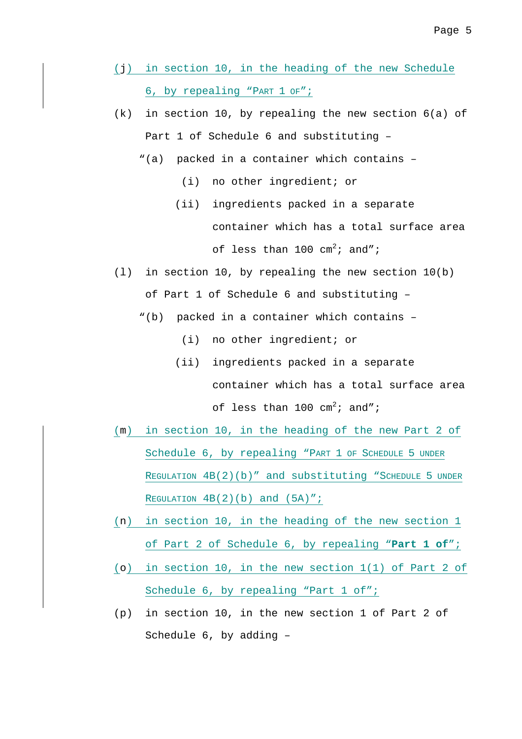(j) in section 10, in the heading of the new Schedule 6, by repealing "PART 1 OF";

(k) in section 10, by repealing the new section 6(a) of Part 1 of Schedule 6 and substituting –

"(a) packed in a container which contains –

(i) no other ingredient; or

(ii) ingredients packed in a separate container which has a total surface area of less than 100 $cm^2$; and";

(l) in section 10, by repealing the new section 10(b) of Part 1 of Schedule 6 and substituting –

"(b) packed in a container which contains –

(i) no other ingredient; or

(ii) ingredients packed in a separate container which has a total surface area of less than 100 $cm^2$; and";

(m) in section 10, in the heading of the new Part 2 of Schedule 6, by repealing "PART 1 OF SCHEDULE 5 UNDER REGULATION 4B(2)(b)" and substituting "SCHEDULE 5 UNDER REGULATION 4B(2)(b) and (5A)";

(n) in section 10, in the heading of the new section 1 of Part 2 of Schedule 6, by repealing "**Part 1 of**";

(o) in section 10, in the new section 1(1) of Part 2 of Schedule 6, by repealing "Part 1 of";

(p) in section 10, in the new section 1 of Part 2 of Schedule 6, by adding –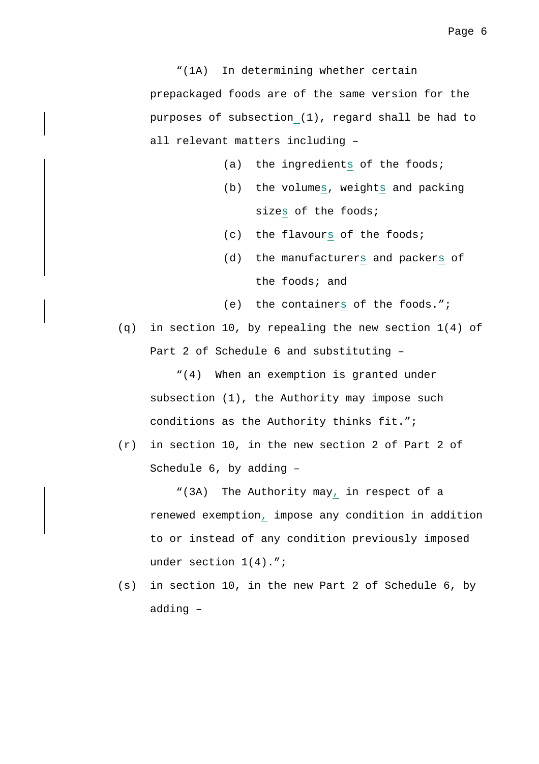"(1A) In determining whether certain prepackaged foods are of the same version for the purposes of subsection (1), regard shall be had to all relevant matters including –

- (a) the ingredients of the foods;
- (b) the volumes, weights and packing sizes of the foods;
- (c) the flavours of the foods;
- (d) the manufacturers and packers of the foods; and
- (e) the containers of the foods.";

(q) in section 10, by repealing the new section 1(4) of Part 2 of Schedule 6 and substituting –

"(4) When an exemption is granted under subsection (1), the Authority may impose such conditions as the Authority thinks fit.";

(r) in section 10, in the new section 2 of Part 2 of Schedule 6, by adding –

"(3A) The Authority may, in respect of a renewed exemption, impose any condition in addition to or instead of any condition previously imposed under section 1(4).";

(s) in section 10, in the new Part 2 of Schedule 6, by adding –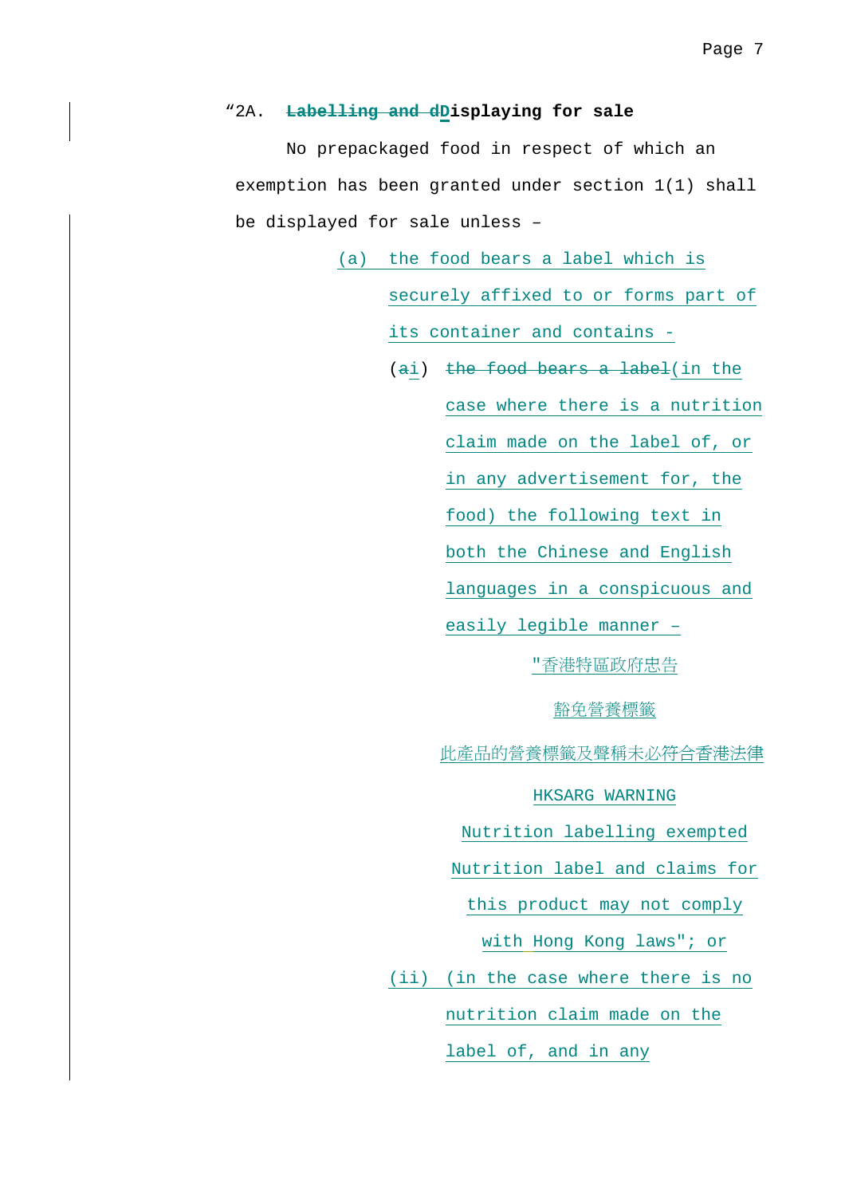"2A. ~~Labelling and d~~Displaying for sale

No prepackaged food in respect of which an exemption has been granted under section 1(1) shall be displayed for sale unless –

(a) the food bears a label which is securely affixed to or forms part of its container and contains -

(~~a~~i) ~~the food bears a label~~(in the case where there is a nutrition claim made on the label of, or in any advertisement for, the food) the following text in both the Chinese and English languages in a conspicuous and easily legible manner –

"香港特區政府忠告

豁免營養標籤

此產品的營養標籤及聲稱未必符合香港法律

HKSARG WARNING

Nutrition labelling exempted

Nutrition label and claims for this product may not comply with Hong Kong laws"; or

(ii) (in the case where there is no nutrition claim made on the label of, and in any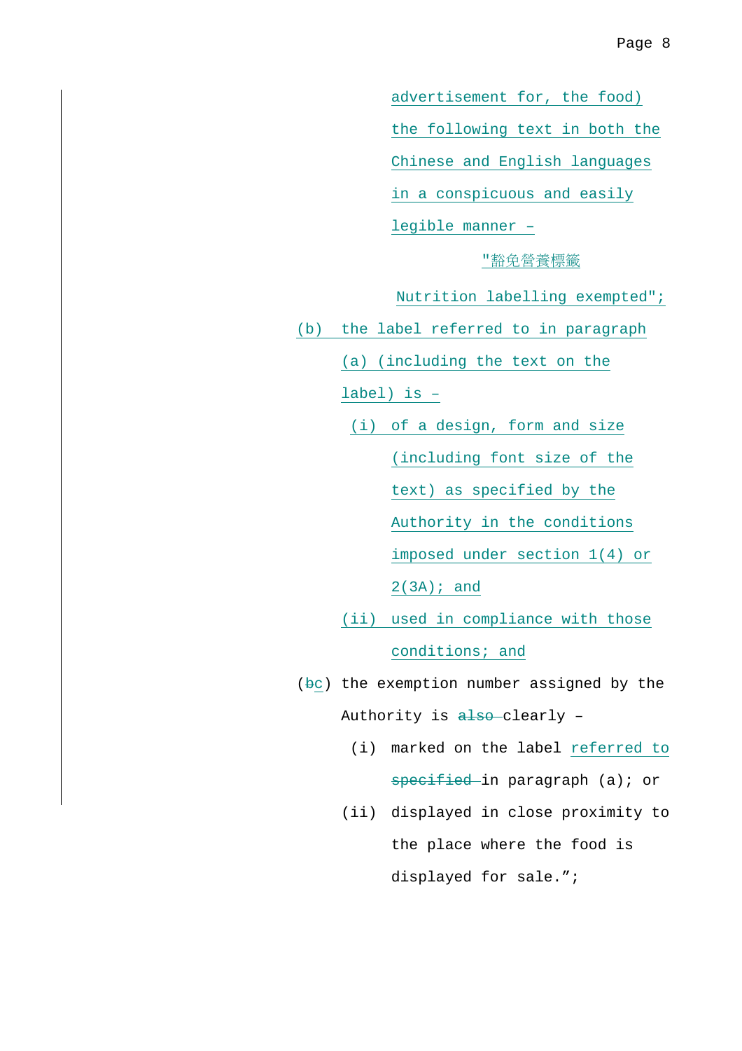advertisement for, the food) the following text in both the Chinese and English languages in a conspicuous and easily legible manner –

"豁免營養標籤

Nutrition labelling exempted";

(b) the label referred to in paragraph (a) (including the text on the label) is –

(i) of a design, form and size (including font size of the text) as specified by the Authority in the conditions imposed under section 1(4) or 2(3A); and

(ii) used in compliance with those conditions; and

(~~b~~c) the exemption number assigned by the Authority is ~~also~~ clearly –

(i) marked on the label referred to ~~specified~~ in paragraph (a); or

(ii) displayed in close proximity to the place where the food is displayed for sale.";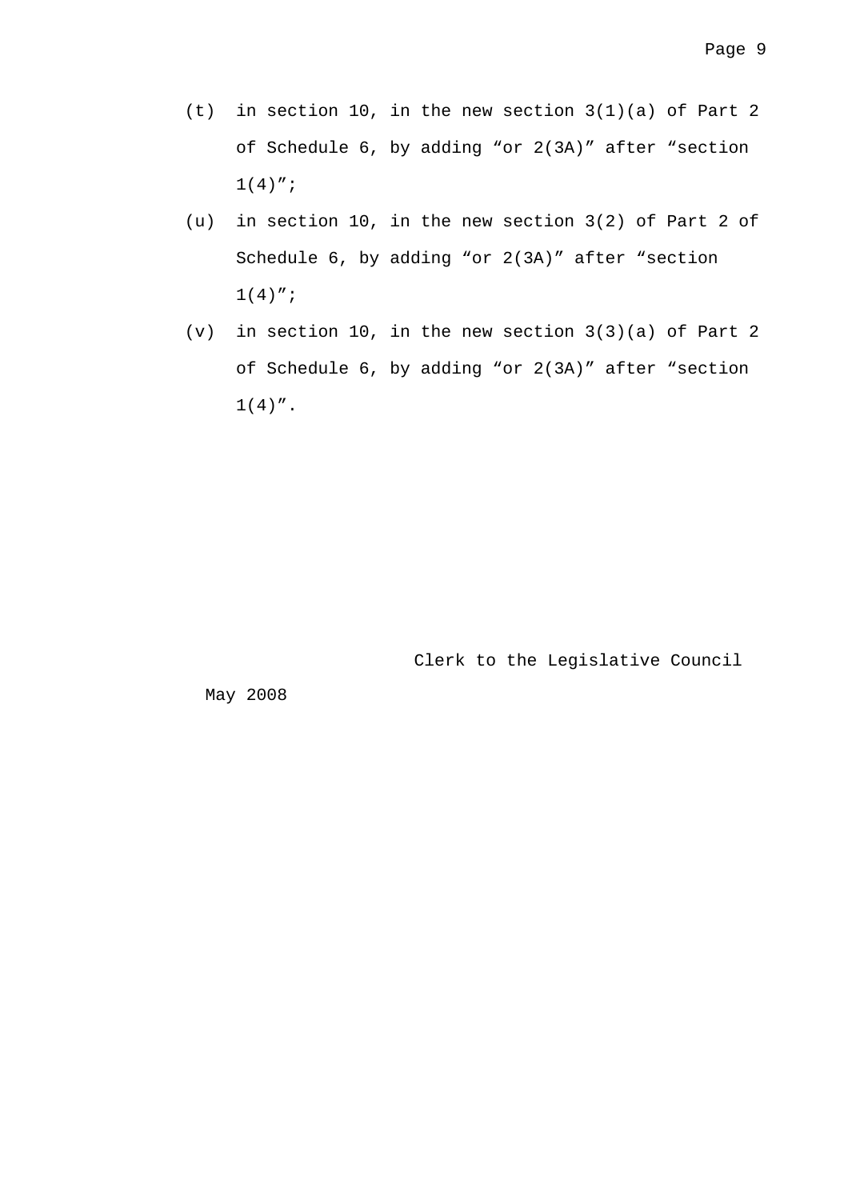(t) in section 10, in the new section 3(1)(a) of Part 2 of Schedule 6, by adding “or 2(3A)” after “section 1(4)”;

(u) in section 10, in the new section 3(2) of Part 2 of Schedule 6, by adding “or 2(3A)” after “section 1(4)”;

(v) in section 10, in the new section 3(3)(a) of Part 2 of Schedule 6, by adding “or 2(3A)” after “section 1(4)”.

Clerk to the Legislative Council

May 2008